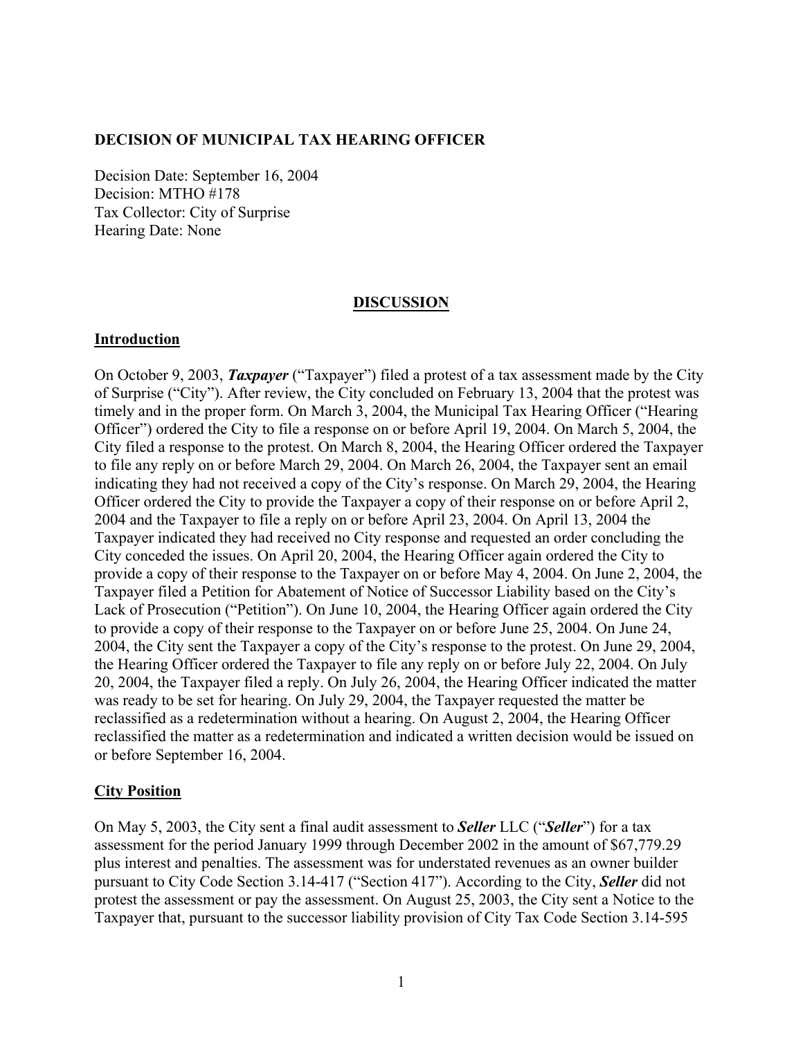**DECISION OF MUNICIPAL TAX HEARING OFFICER**

Decision Date: September 16, 2004
Decision: MTHO #178
Tax Collector: City of Surprise
Hearing Date: None

## DISCUSSION

### Introduction

On October 9, 2003, ***Taxpayer*** ("Taxpayer") filed a protest of a tax assessment made by the City of Surprise ("City"). After review, the City concluded on February 13, 2004 that the protest was timely and in the proper form. On March 3, 2004, the Municipal Tax Hearing Officer ("Hearing Officer") ordered the City to file a response on or before April 19, 2004. On March 5, 2004, the City filed a response to the protest. On March 8, 2004, the Hearing Officer ordered the Taxpayer to file any reply on or before March 29, 2004. On March 26, 2004, the Taxpayer sent an email indicating they had not received a copy of the City's response. On March 29, 2004, the Hearing Officer ordered the City to provide the Taxpayer a copy of their response on or before April 2, 2004 and the Taxpayer to file a reply on or before April 23, 2004. On April 13, 2004 the Taxpayer indicated they had received no City response and requested an order concluding the City conceded the issues. On April 20, 2004, the Hearing Officer again ordered the City to provide a copy of their response to the Taxpayer on or before May 4, 2004. On June 2, 2004, the Taxpayer filed a Petition for Abatement of Notice of Successor Liability based on the City's Lack of Prosecution ("Petition"). On June 10, 2004, the Hearing Officer again ordered the City to provide a copy of their response to the Taxpayer on or before June 25, 2004. On June 24, 2004, the City sent the Taxpayer a copy of the City's response to the protest. On June 29, 2004, the Hearing Officer ordered the Taxpayer to file any reply on or before July 22, 2004. On July 20, 2004, the Taxpayer filed a reply. On July 26, 2004, the Hearing Officer indicated the matter was ready to be set for hearing. On July 29, 2004, the Taxpayer requested the matter be reclassified as a redetermination without a hearing. On August 2, 2004, the Hearing Officer reclassified the matter as a redetermination and indicated a written decision would be issued on or before September 16, 2004.

### City Position

On May 5, 2003, the City sent a final audit assessment to ***Seller*** LLC ("***Seller***") for a tax assessment for the period January 1999 through December 2002 in the amount of $67,779.29 plus interest and penalties. The assessment was for understated revenues as an owner builder pursuant to City Code Section 3.14-417 ("Section 417"). According to the City, ***Seller*** did not protest the assessment or pay the assessment. On August 25, 2003, the City sent a Notice to the Taxpayer that, pursuant to the successor liability provision of City Tax Code Section 3.14-595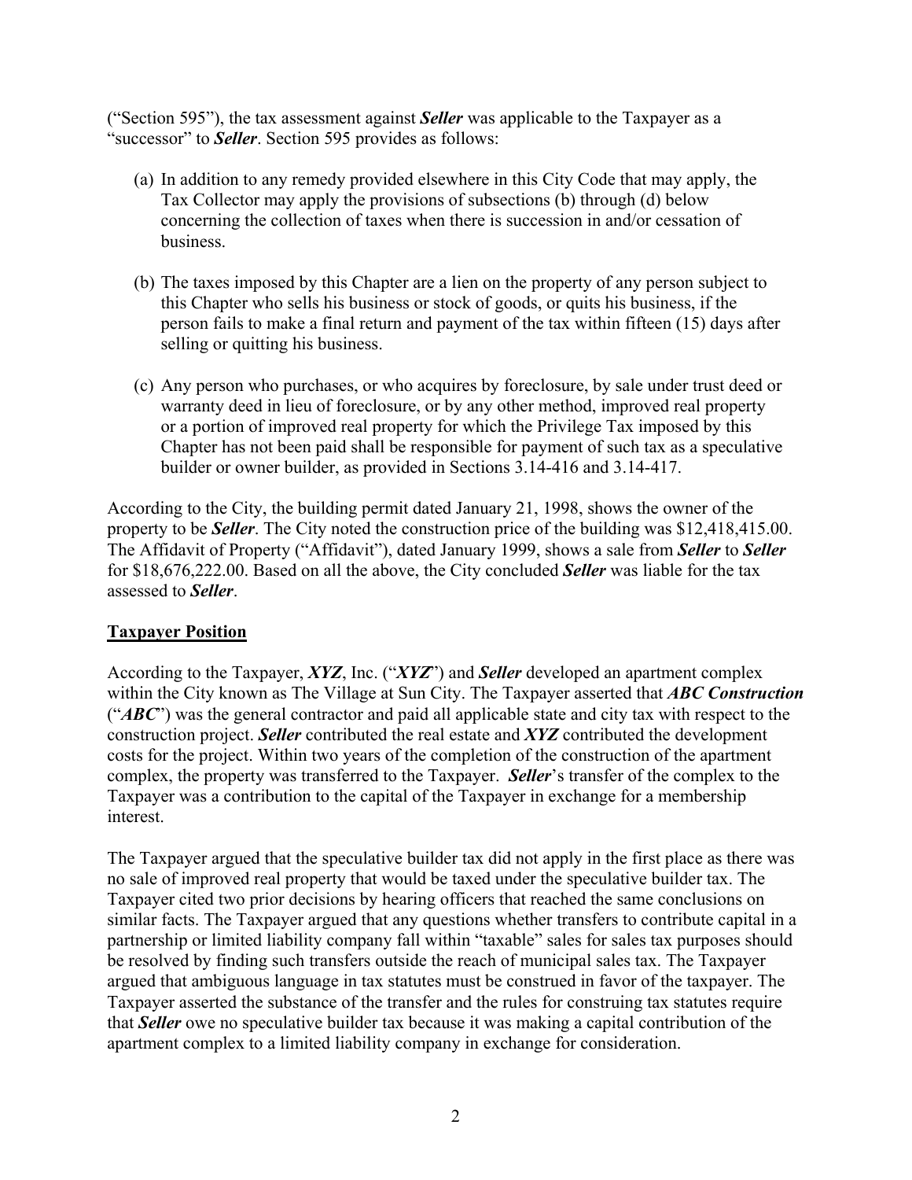("Section 595"), the tax assessment against ***Seller*** was applicable to the Taxpayer as a "successor" to ***Seller***. Section 595 provides as follows:

(a) In addition to any remedy provided elsewhere in this City Code that may apply, the Tax Collector may apply the provisions of subsections (b) through (d) below concerning the collection of taxes when there is succession in and/or cessation of business.

(b) The taxes imposed by this Chapter are a lien on the property of any person subject to this Chapter who sells his business or stock of goods, or quits his business, if the person fails to make a final return and payment of the tax within fifteen (15) days after selling or quitting his business.

(c) Any person who purchases, or who acquires by foreclosure, by sale under trust deed or warranty deed in lieu of foreclosure, or by any other method, improved real property or a portion of improved real property for which the Privilege Tax imposed by this Chapter has not been paid shall be responsible for payment of such tax as a speculative builder or owner builder, as provided in Sections 3.14-416 and 3.14-417.

According to the City, the building permit dated January 21, 1998, shows the owner of the property to be ***Seller***. The City noted the construction price of the building was $12,418,415.00. The Affidavit of Property ("Affidavit"), dated January 1999, shows a sale from ***Seller*** to ***Seller*** for $18,676,222.00. Based on all the above, the City concluded ***Seller*** was liable for the tax assessed to ***Seller***.

## Taxpayer Position

According to the Taxpayer, ***XYZ***, Inc. ("***XYZ***") and ***Seller*** developed an apartment complex within the City known as The Village at Sun City. The Taxpayer asserted that ***ABC Construction*** ("***ABC***") was the general contractor and paid all applicable state and city tax with respect to the construction project. ***Seller*** contributed the real estate and ***XYZ*** contributed the development costs for the project. Within two years of the completion of the construction of the apartment complex, the property was transferred to the Taxpayer. ***Seller***'s transfer of the complex to the Taxpayer was a contribution to the capital of the Taxpayer in exchange for a membership interest.

The Taxpayer argued that the speculative builder tax did not apply in the first place as there was no sale of improved real property that would be taxed under the speculative builder tax. The Taxpayer cited two prior decisions by hearing officers that reached the same conclusions on similar facts. The Taxpayer argued that any questions whether transfers to contribute capital in a partnership or limited liability company fall within "taxable" sales for sales tax purposes should be resolved by finding such transfers outside the reach of municipal sales tax. The Taxpayer argued that ambiguous language in tax statutes must be construed in favor of the taxpayer. The Taxpayer asserted the substance of the transfer and the rules for construing tax statutes require that ***Seller*** owe no speculative builder tax because it was making a capital contribution of the apartment complex to a limited liability company in exchange for consideration.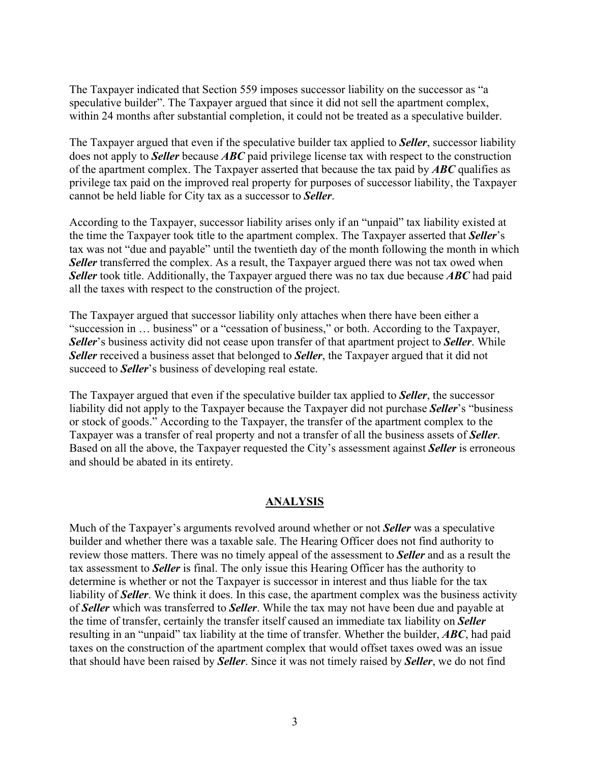The Taxpayer indicated that Section 559 imposes successor liability on the successor as "a speculative builder". The Taxpayer argued that since it did not sell the apartment complex, within 24 months after substantial completion, it could not be treated as a speculative builder.

The Taxpayer argued that even if the speculative builder tax applied to ***Seller***, successor liability does not apply to ***Seller*** because ***ABC*** paid privilege license tax with respect to the construction of the apartment complex. The Taxpayer asserted that because the tax paid by ***ABC*** qualifies as privilege tax paid on the improved real property for purposes of successor liability, the Taxpayer cannot be held liable for City tax as a successor to ***Seller***.

According to the Taxpayer, successor liability arises only if an "unpaid" tax liability existed at the time the Taxpayer took title to the apartment complex. The Taxpayer asserted that ***Seller***'s tax was not "due and payable" until the twentieth day of the month following the month in which ***Seller*** transferred the complex. As a result, the Taxpayer argued there was not tax owed when ***Seller*** took title. Additionally, the Taxpayer argued there was no tax due because ***ABC*** had paid all the taxes with respect to the construction of the project.

The Taxpayer argued that successor liability only attaches when there have been either a "succession in … business" or a "cessation of business," or both. According to the Taxpayer, ***Seller***'s business activity did not cease upon transfer of that apartment project to ***Seller***. While ***Seller*** received a business asset that belonged to ***Seller***, the Taxpayer argued that it did not succeed to ***Seller***'s business of developing real estate.

The Taxpayer argued that even if the speculative builder tax applied to ***Seller***, the successor liability did not apply to the Taxpayer because the Taxpayer did not purchase ***Seller***'s "business or stock of goods." According to the Taxpayer, the transfer of the apartment complex to the Taxpayer was a transfer of real property and not a transfer of all the business assets of ***Seller***. Based on all the above, the Taxpayer requested the City's assessment against ***Seller*** is erroneous and should be abated in its entirety.

## ANALYSIS

Much of the Taxpayer's arguments revolved around whether or not ***Seller*** was a speculative builder and whether there was a taxable sale. The Hearing Officer does not find authority to review those matters. There was no timely appeal of the assessment to ***Seller*** and as a result the tax assessment to ***Seller*** is final. The only issue this Hearing Officer has the authority to determine is whether or not the Taxpayer is successor in interest and thus liable for the tax liability of ***Seller***. We think it does. In this case, the apartment complex was the business activity of ***Seller*** which was transferred to ***Seller***. While the tax may not have been due and payable at the time of transfer, certainly the transfer itself caused an immediate tax liability on ***Seller*** resulting in an "unpaid" tax liability at the time of transfer. Whether the builder, ***ABC***, had paid taxes on the construction of the apartment complex that would offset taxes owed was an issue that should have been raised by ***Seller***. Since it was not timely raised by ***Seller***, we do not find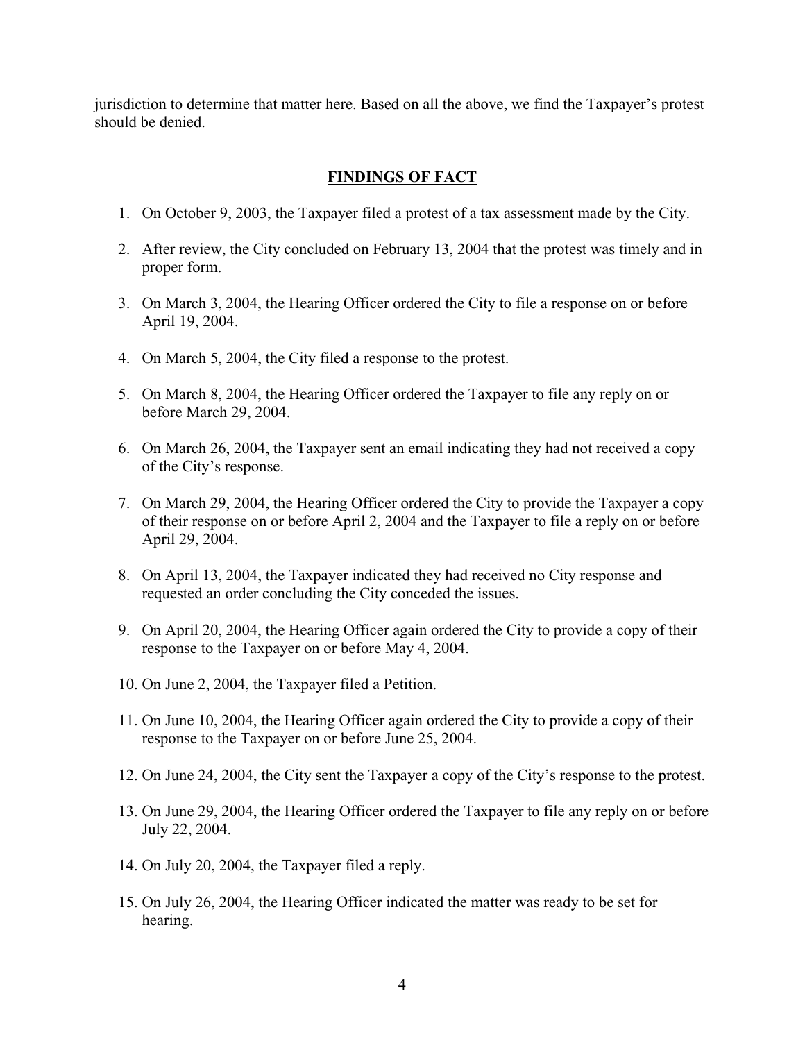jurisdiction to determine that matter here. Based on all the above, we find the Taxpayer's protest should be denied.

## FINDINGS OF FACT

1. On October 9, 2003, the Taxpayer filed a protest of a tax assessment made by the City.
2. After review, the City concluded on February 13, 2004 that the protest was timely and in proper form.
3. On March 3, 2004, the Hearing Officer ordered the City to file a response on or before April 19, 2004.
4. On March 5, 2004, the City filed a response to the protest.
5. On March 8, 2004, the Hearing Officer ordered the Taxpayer to file any reply on or before March 29, 2004.
6. On March 26, 2004, the Taxpayer sent an email indicating they had not received a copy of the City's response.
7. On March 29, 2004, the Hearing Officer ordered the City to provide the Taxpayer a copy of their response on or before April 2, 2004 and the Taxpayer to file a reply on or before April 29, 2004.
8. On April 13, 2004, the Taxpayer indicated they had received no City response and requested an order concluding the City conceded the issues.
9. On April 20, 2004, the Hearing Officer again ordered the City to provide a copy of their response to the Taxpayer on or before May 4, 2004.
10. On June 2, 2004, the Taxpayer filed a Petition.
11. On June 10, 2004, the Hearing Officer again ordered the City to provide a copy of their response to the Taxpayer on or before June 25, 2004.
12. On June 24, 2004, the City sent the Taxpayer a copy of the City's response to the protest.
13. On June 29, 2004, the Hearing Officer ordered the Taxpayer to file any reply on or before July 22, 2004.
14. On July 20, 2004, the Taxpayer filed a reply.
15. On July 26, 2004, the Hearing Officer indicated the matter was ready to be set for hearing.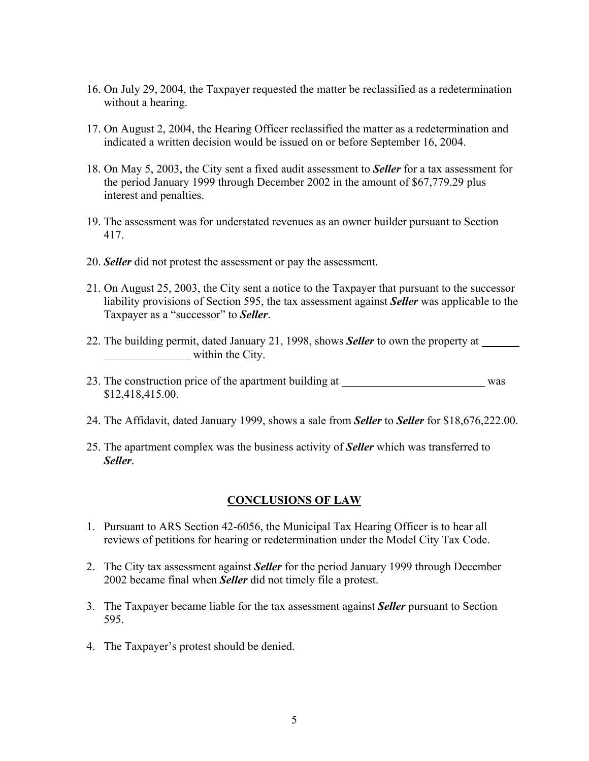16. On July 29, 2004, the Taxpayer requested the matter be reclassified as a redetermination without a hearing.

17. On August 2, 2004, the Hearing Officer reclassified the matter as a redetermination and indicated a written decision would be issued on or before September 16, 2004.

18. On May 5, 2003, the City sent a fixed audit assessment to ***Seller*** for a tax assessment for the period January 1999 through December 2002 in the amount of $67,779.29 plus interest and penalties.

19. The assessment was for understated revenues as an owner builder pursuant to Section 417.

20. ***Seller*** did not protest the assessment or pay the assessment.

21. On August 25, 2003, the City sent a notice to the Taxpayer that pursuant to the successor liability provisions of Section 595, the tax assessment against ***Seller*** was applicable to the Taxpayer as a "successor" to ***Seller***.

22. The building permit, dated January 21, 1998, shows ***Seller*** to own the property at _______ _______________ within the City.

23. The construction price of the apartment building at _________________________ was $12,418,415.00.

24. The Affidavit, dated January 1999, shows a sale from ***Seller*** to ***Seller*** for $18,676,222.00.

25. The apartment complex was the business activity of ***Seller*** which was transferred to ***Seller***.

## CONCLUSIONS OF LAW

1. Pursuant to ARS Section 42-6056, the Municipal Tax Hearing Officer is to hear all reviews of petitions for hearing or redetermination under the Model City Tax Code.

2. The City tax assessment against ***Seller*** for the period January 1999 through December 2002 became final when ***Seller*** did not timely file a protest.

3. The Taxpayer became liable for the tax assessment against ***Seller*** pursuant to Section 595.

4. The Taxpayer's protest should be denied.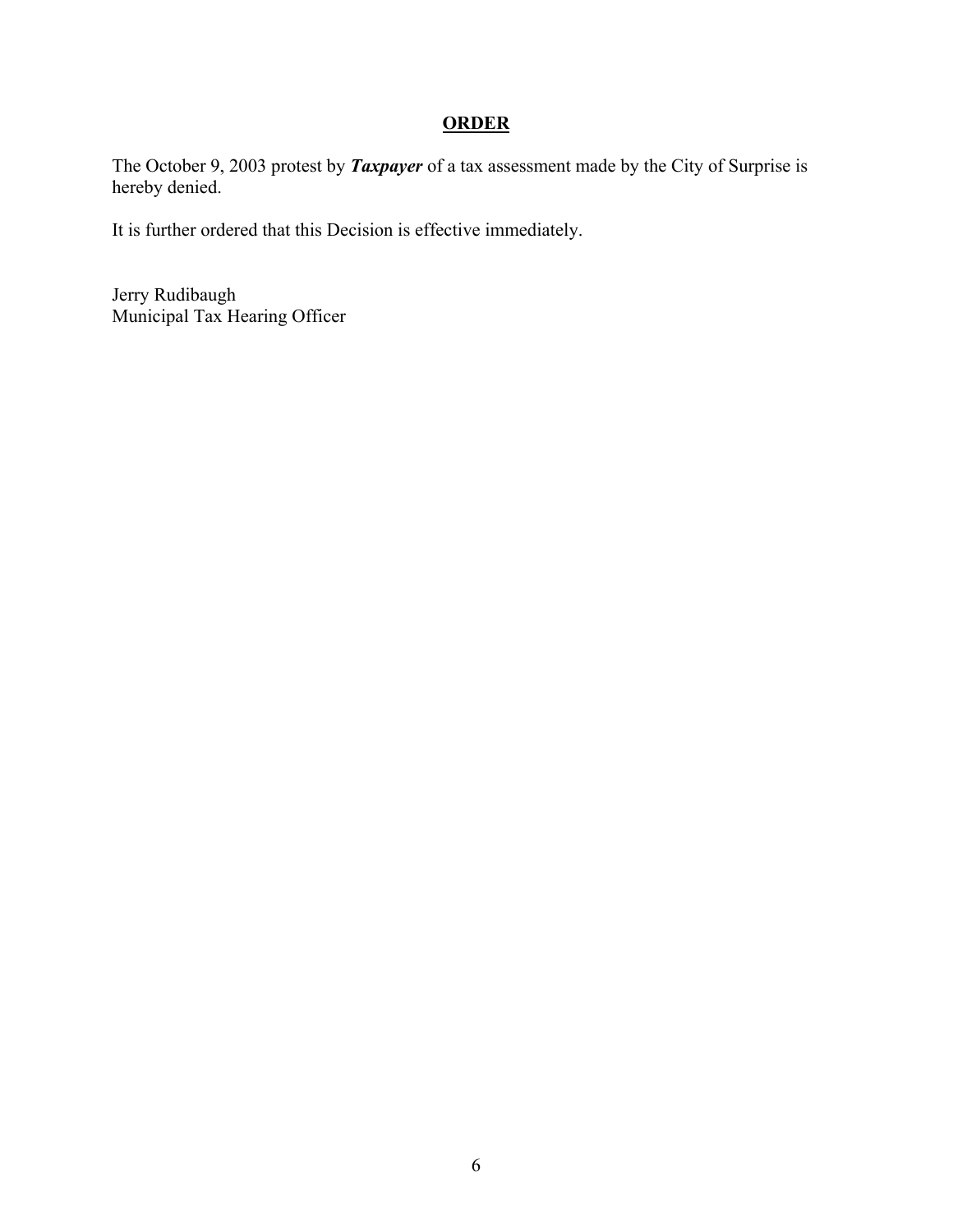## **ORDER**

The October 9, 2003 protest by ***Taxpayer*** of a tax assessment made by the City of Surprise is hereby denied.

It is further ordered that this Decision is effective immediately.

Jerry Rudibaugh  
Municipal Tax Hearing Officer